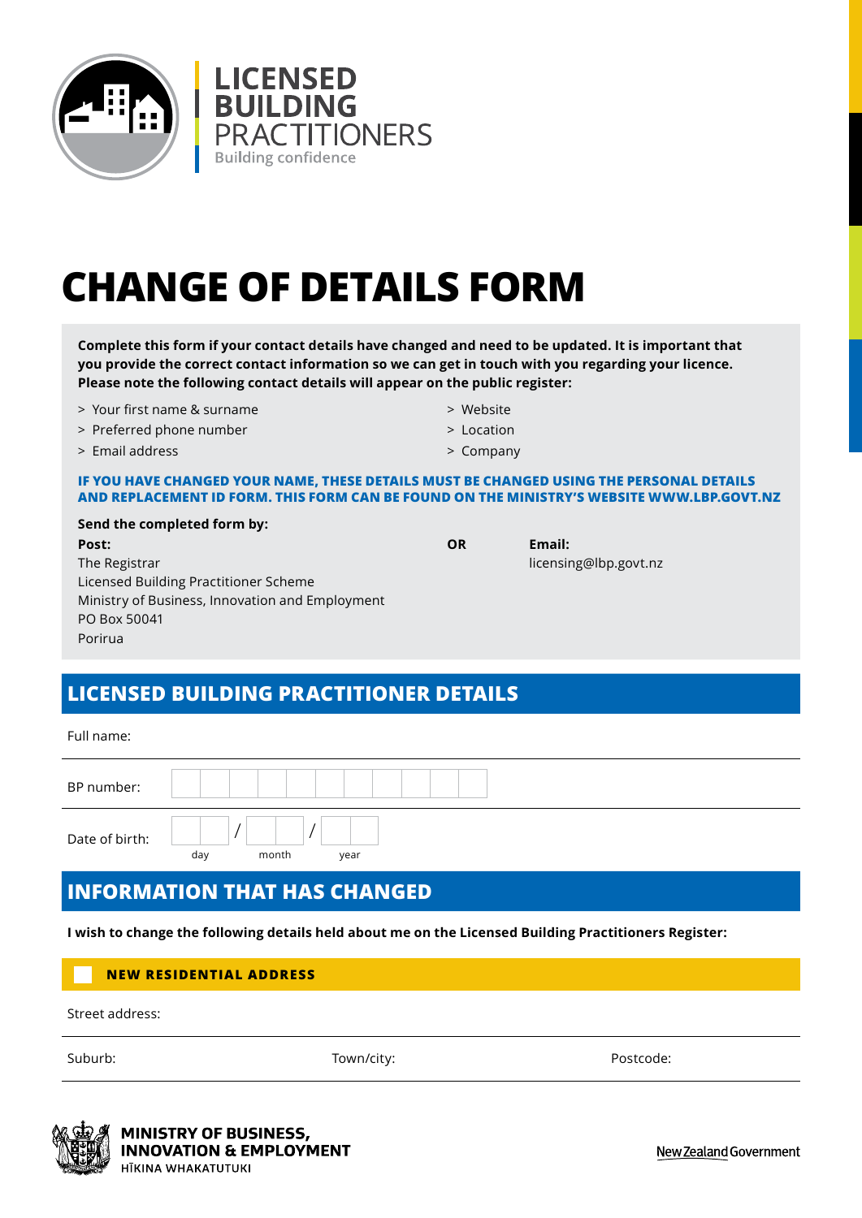LICENSED BUILDING PRACTITIONERS
Building confidence

# CHANGE OF DETAILS FORM

**Complete this form if your contact details have changed and need to be updated. It is important that you provide the correct contact information so we can get in touch with you regarding your licence. Please note the following contact details will appear on the public register:**

- Your first name & surname
- Preferred phone number
- Email address
- Website
- Location
- Company

**IF YOU HAVE CHANGED YOUR NAME, THESE DETAILS MUST BE CHANGED USING THE PERSONAL DETAILS AND REPLACEMENT ID FORM. THIS FORM CAN BE FOUND ON THE MINISTRY'S WEBSITE WWW.LBP.GOVT.NZ**

**Send the completed form by:**

**Post:**
The Registrar
Licensed Building Practitioner Scheme
Ministry of Business, Innovation and Employment
PO Box 50041
Porirua

**OR**

**Email:**
licensing@lbp.govt.nz

## LICENSED BUILDING PRACTITIONER DETAILS

Full name:

BP number:

Date of birth: ___ / ___ / ___ (day / month / year)

## INFORMATION THAT HAS CHANGED

**I wish to change the following details held about me on the Licensed Building Practitioners Register:**

☐ **NEW RESIDENTIAL ADDRESS**

Street address:

Suburb: Town/city: Postcode:

MINISTRY OF BUSINESS, INNOVATION & EMPLOYMENT
HĪKINA WHAKATUTUKI

New Zealand Government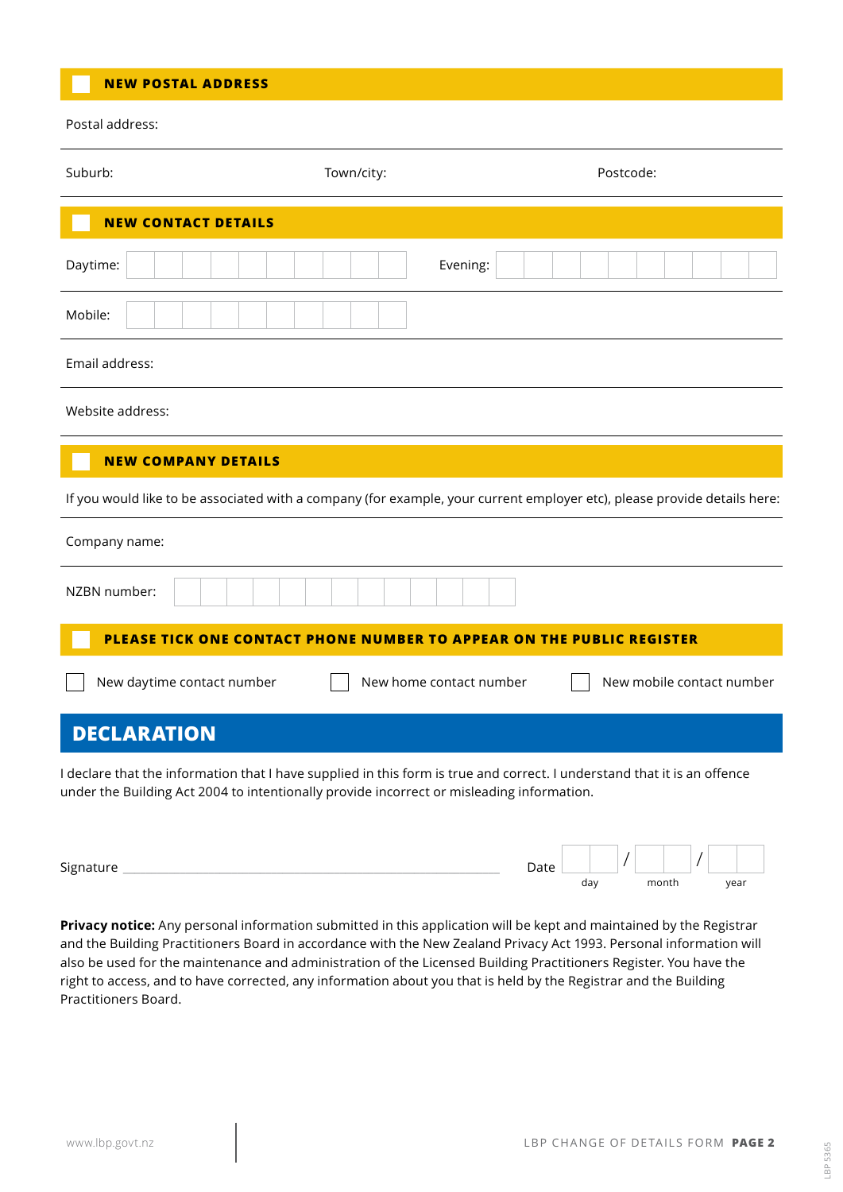## NEW POSTAL ADDRESS

Postal address:

Suburb: Town/city: Postcode:

## NEW CONTACT DETAILS

Daytime: Evening:

Mobile:

Email address:

Website address:

## NEW COMPANY DETAILS

If you would like to be associated with a company (for example, your current employer etc), please provide details here:

Company name:

NZBN number:

## PLEASE TICK ONE CONTACT PHONE NUMBER TO APPEAR ON THE PUBLIC REGISTER

☐ New daytime contact number ☐ New home contact number ☐ New mobile contact number

# DECLARATION

I declare that the information that I have supplied in this form is true and correct. I understand that it is an offence under the Building Act 2004 to intentionally provide incorrect or misleading information.

Signature ______________________________ Date ___ / ___ / ___ (day / month / year)

**Privacy notice:** Any personal information submitted in this application will be kept and maintained by the Registrar and the Building Practitioners Board in accordance with the New Zealand Privacy Act 1993. Personal information will also be used for the maintenance and administration of the Licensed Building Practitioners Register. You have the right to access, and to have corrected, any information about you that is held by the Registrar and the Building Practitioners Board.